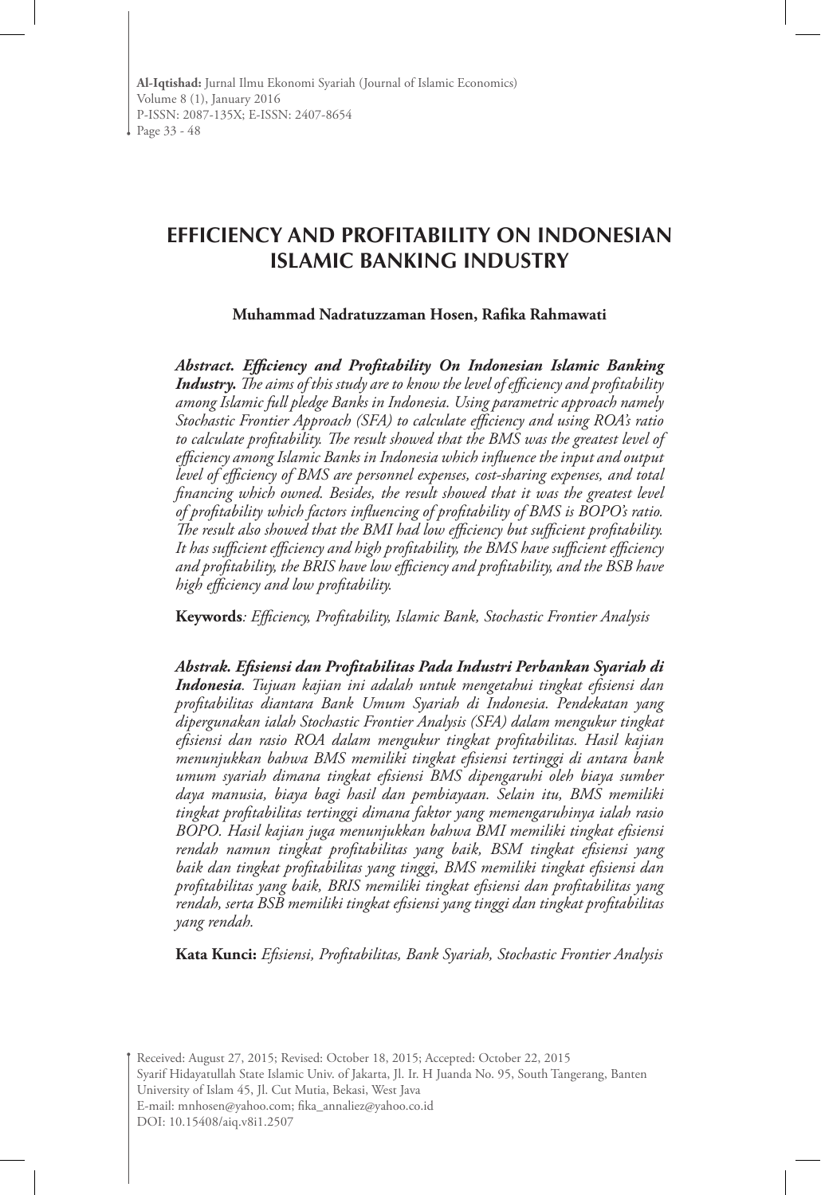# EFFICIENCY AND PROFITABILITY ON INDONESIAN ISLAMIC BANKING INDUSTRY

**Muhammad Nadratuzzaman Hosen, Rafika Rahmawati**

***Abstract. Efficiency and Profitability On Indonesian Islamic Banking Industry.*** *The aims of this study are to know the level of efficiency and profitability among Islamic full pledge Banks in Indonesia. Using parametric approach namely Stochastic Frontier Approach (SFA) to calculate efficiency and using ROA's ratio to calculate profitability. The result showed that the BMS was the greatest level of efficiency among Islamic Banks in Indonesia which influence the input and output level of efficiency of BMS are personnel expenses, cost-sharing expenses, and total financing which owned. Besides, the result showed that it was the greatest level of profitability which factors influencing of profitability of BMS is BOPO's ratio. The result also showed that the BMI had low efficiency but sufficient profitability. It has sufficient efficiency and high profitability, the BMS have sufficient efficiency and profitability, the BRIS have low efficiency and profitability, and the BSB have high efficiency and low profitability.*

**Keywords***: Efficiency, Profitability, Islamic Bank, Stochastic Frontier Analysis*

***Abstrak. Efisiensi dan Profitabilitas Pada Industri Perbankan Syariah di Indonesia****. Tujuan kajian ini adalah untuk mengetahui tingkat efisiensi dan profitabilitas diantara Bank Umum Syariah di Indonesia. Pendekatan yang dipergunakan ialah Stochastic Frontier Analysis (SFA) dalam mengukur tingkat efisiensi dan rasio ROA dalam mengukur tingkat profitabilitas. Hasil kajian menunjukkan bahwa BMS memiliki tingkat efisiensi tertinggi di antara bank umum syariah dimana tingkat efisiensi BMS dipengaruhi oleh biaya sumber daya manusia, biaya bagi hasil dan pembiayaan. Selain itu, BMS memiliki tingkat profitabilitas tertinggi dimana faktor yang memengaruhinya ialah rasio BOPO. Hasil kajian juga menunjukkan bahwa BMI memiliki tingkat efisiensi rendah namun tingkat profitabilitas yang baik, BSM tingkat efisiensi yang baik dan tingkat profitabilitas yang tinggi, BMS memiliki tingkat efisiensi dan profitabilitas yang baik, BRIS memiliki tingkat efisiensi dan profitabilitas yang rendah, serta BSB memiliki tingkat efisiensi yang tinggi dan tingkat profitabilitas yang rendah.*

**Kata Kunci:** *Efisiensi, Profitabilitas, Bank Syariah, Stochastic Frontier Analysis*

Received: August 27, 2015; Revised: October 18, 2015; Accepted: October 22, 2015
Syarif Hidayatullah State Islamic Univ. of Jakarta, Jl. Ir. H Juanda No. 95, South Tangerang, Banten
University of Islam 45, Jl. Cut Mutia, Bekasi, West Java
E-mail: mnhosen@yahoo.com; fika_annaliez@yahoo.co.id
DOI: 10.15408/aiq.v8i1.2507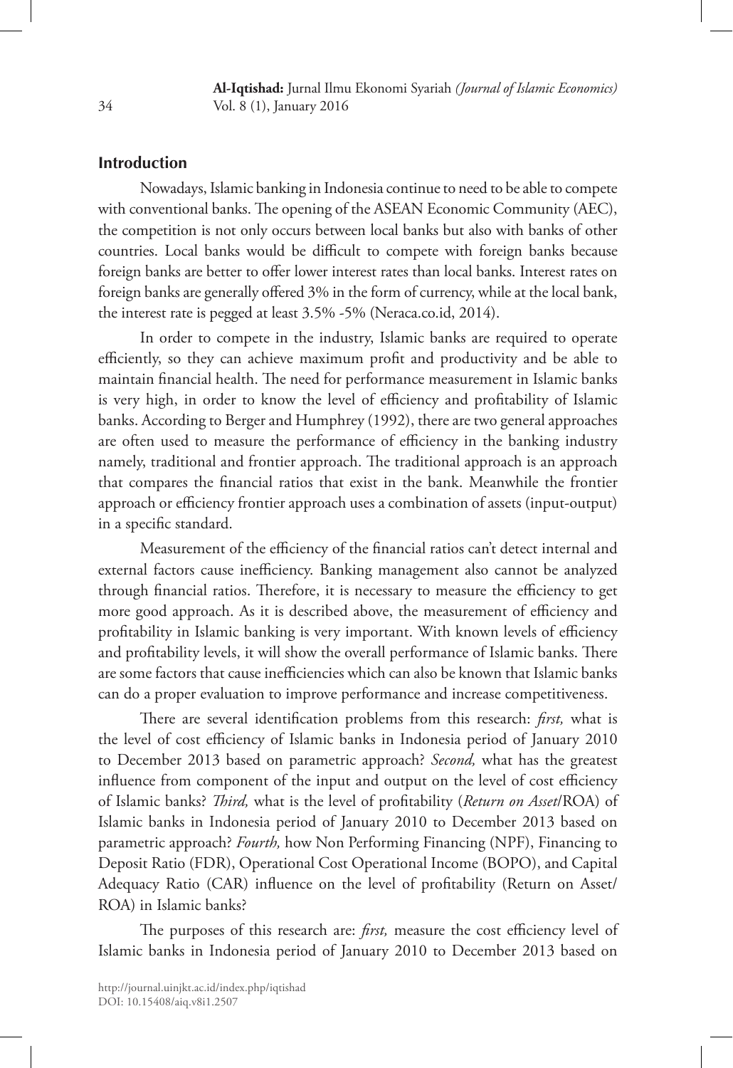## Introduction

Nowadays, Islamic banking in Indonesia continue to need to be able to compete with conventional banks. The opening of the ASEAN Economic Community (AEC), the competition is not only occurs between local banks but also with banks of other countries. Local banks would be difficult to compete with foreign banks because foreign banks are better to offer lower interest rates than local banks. Interest rates on foreign banks are generally offered 3% in the form of currency, while at the local bank, the interest rate is pegged at least 3.5% -5% (Neraca.co.id, 2014).

In order to compete in the industry, Islamic banks are required to operate efficiently, so they can achieve maximum profit and productivity and be able to maintain financial health. The need for performance measurement in Islamic banks is very high, in order to know the level of efficiency and profitability of Islamic banks. According to Berger and Humphrey (1992), there are two general approaches are often used to measure the performance of efficiency in the banking industry namely, traditional and frontier approach. The traditional approach is an approach that compares the financial ratios that exist in the bank. Meanwhile the frontier approach or efficiency frontier approach uses a combination of assets (input-output) in a specific standard.

Measurement of the efficiency of the financial ratios can't detect internal and external factors cause inefficiency. Banking management also cannot be analyzed through financial ratios. Therefore, it is necessary to measure the efficiency to get more good approach. As it is described above, the measurement of efficiency and profitability in Islamic banking is very important. With known levels of efficiency and profitability levels, it will show the overall performance of Islamic banks. There are some factors that cause inefficiencies which can also be known that Islamic banks can do a proper evaluation to improve performance and increase competitiveness.

There are several identification problems from this research: *first,* what is the level of cost efficiency of Islamic banks in Indonesia period of January 2010 to December 2013 based on parametric approach? *Second,* what has the greatest influence from component of the input and output on the level of cost efficiency of Islamic banks? *Third,* what is the level of profitability (*Return on Asset*/ROA) of Islamic banks in Indonesia period of January 2010 to December 2013 based on parametric approach? *Fourth,* how Non Performing Financing (NPF), Financing to Deposit Ratio (FDR), Operational Cost Operational Income (BOPO), and Capital Adequacy Ratio (CAR) influence on the level of profitability (Return on Asset/ ROA) in Islamic banks?

The purposes of this research are: *first,* measure the cost efficiency level of Islamic banks in Indonesia period of January 2010 to December 2013 based on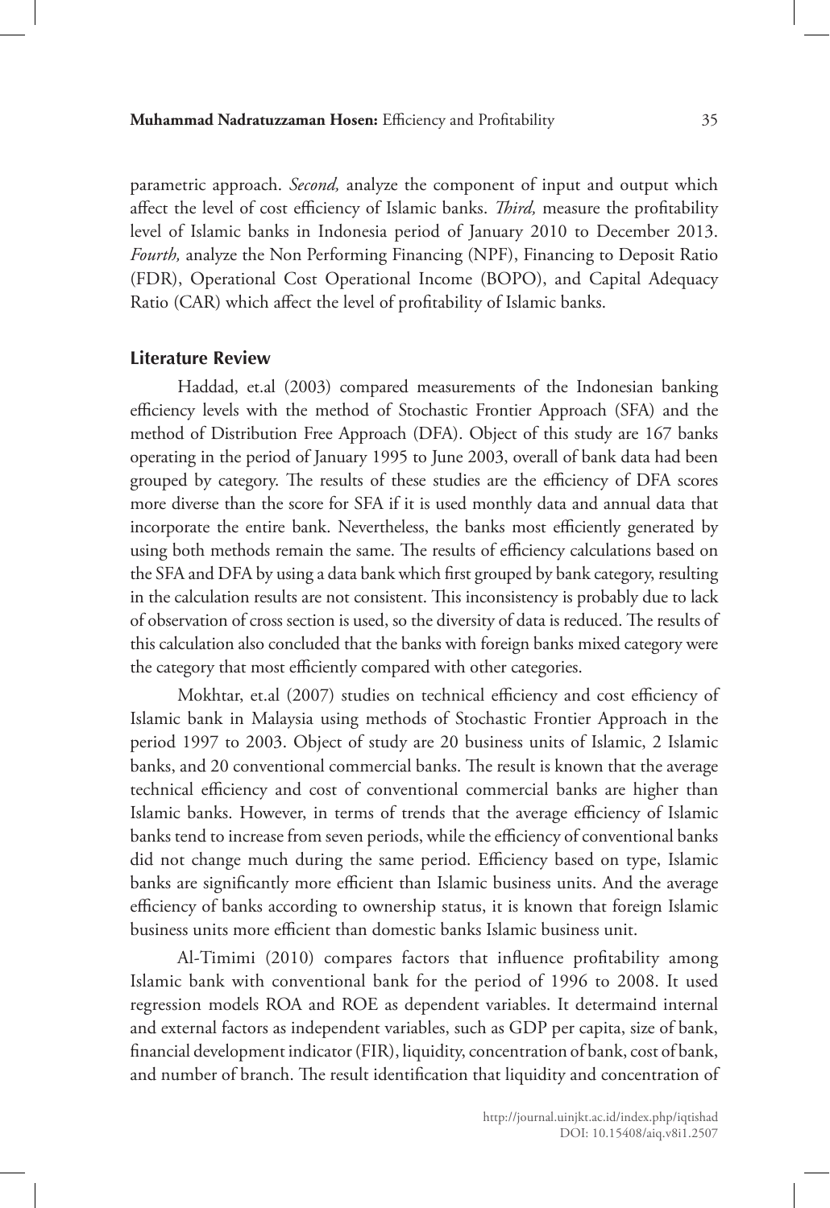parametric approach. *Second,* analyze the component of input and output which affect the level of cost efficiency of Islamic banks. *Third,* measure the profitability level of Islamic banks in Indonesia period of January 2010 to December 2013. *Fourth,* analyze the Non Performing Financing (NPF), Financing to Deposit Ratio (FDR), Operational Cost Operational Income (BOPO), and Capital Adequacy Ratio (CAR) which affect the level of profitability of Islamic banks.

## Literature Review

Haddad, et.al (2003) compared measurements of the Indonesian banking efficiency levels with the method of Stochastic Frontier Approach (SFA) and the method of Distribution Free Approach (DFA). Object of this study are 167 banks operating in the period of January 1995 to June 2003, overall of bank data had been grouped by category. The results of these studies are the efficiency of DFA scores more diverse than the score for SFA if it is used monthly data and annual data that incorporate the entire bank. Nevertheless, the banks most efficiently generated by using both methods remain the same. The results of efficiency calculations based on the SFA and DFA by using a data bank which first grouped by bank category, resulting in the calculation results are not consistent. This inconsistency is probably due to lack of observation of cross section is used, so the diversity of data is reduced. The results of this calculation also concluded that the banks with foreign banks mixed category were the category that most efficiently compared with other categories.

Mokhtar, et.al (2007) studies on technical efficiency and cost efficiency of Islamic bank in Malaysia using methods of Stochastic Frontier Approach in the period 1997 to 2003. Object of study are 20 business units of Islamic, 2 Islamic banks, and 20 conventional commercial banks. The result is known that the average technical efficiency and cost of conventional commercial banks are higher than Islamic banks. However, in terms of trends that the average efficiency of Islamic banks tend to increase from seven periods, while the efficiency of conventional banks did not change much during the same period. Efficiency based on type, Islamic banks are significantly more efficient than Islamic business units. And the average efficiency of banks according to ownership status, it is known that foreign Islamic business units more efficient than domestic banks Islamic business unit.

Al-Timimi (2010) compares factors that influence profitability among Islamic bank with conventional bank for the period of 1996 to 2008. It used regression models ROA and ROE as dependent variables. It determaind internal and external factors as independent variables, such as GDP per capita, size of bank, financial development indicator (FIR), liquidity, concentration of bank, cost of bank, and number of branch. The result identification that liquidity and concentration of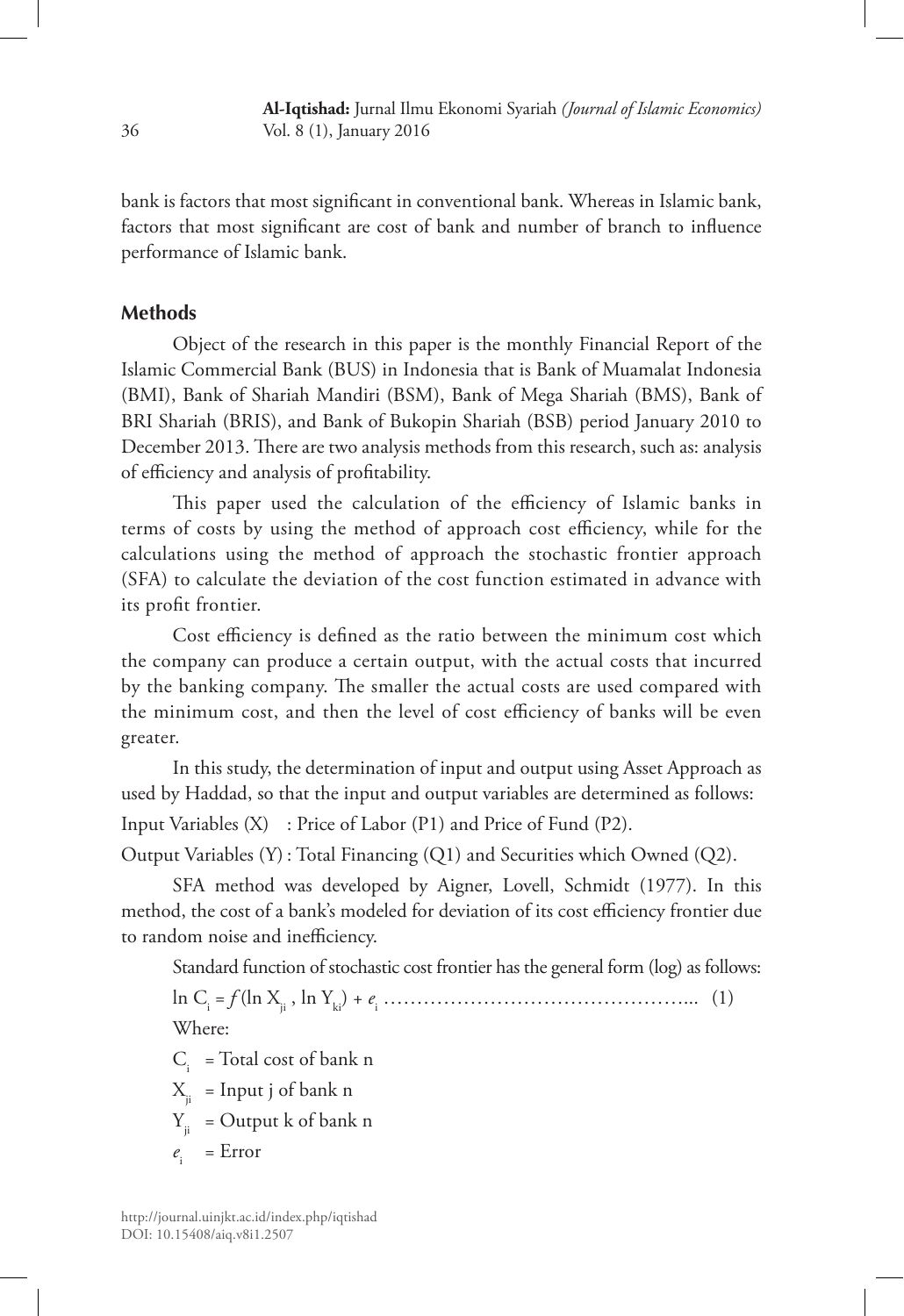bank is factors that most significant in conventional bank. Whereas in Islamic bank, factors that most significant are cost of bank and number of branch to influence performance of Islamic bank.

## Methods

Object of the research in this paper is the monthly Financial Report of the Islamic Commercial Bank (BUS) in Indonesia that is Bank of Muamalat Indonesia (BMI), Bank of Shariah Mandiri (BSM), Bank of Mega Shariah (BMS), Bank of BRI Shariah (BRIS), and Bank of Bukopin Shariah (BSB) period January 2010 to December 2013. There are two analysis methods from this research, such as: analysis of efficiency and analysis of profitability.

This paper used the calculation of the efficiency of Islamic banks in terms of costs by using the method of approach cost efficiency, while for the calculations using the method of approach the stochastic frontier approach (SFA) to calculate the deviation of the cost function estimated in advance with its profit frontier.

Cost efficiency is defined as the ratio between the minimum cost which the company can produce a certain output, with the actual costs that incurred by the banking company. The smaller the actual costs are used compared with the minimum cost, and then the level of cost efficiency of banks will be even greater.

In this study, the determination of input and output using Asset Approach as used by Haddad, so that the input and output variables are determined as follows:

Input Variables (X) : Price of Labor (P1) and Price of Fund (P2).

Output Variables (Y) : Total Financing (Q1) and Securities which Owned (Q2).

SFA method was developed by Aigner, Lovell, Schmidt (1977). In this method, the cost of a bank's modeled for deviation of its cost efficiency frontier due to random noise and inefficiency.

Standard function of stochastic cost frontier has the general form (log) as follows:

$$\ln C_i = f(\ln X_{ji}, \ln Y_{ki}) + e_i \quad (1)$$

Where:

$C_i$ = Total cost of bank n

$X_{ji}$ = Input j of bank n

$Y_{ji}$ = Output k of bank n

$e_i$ = Error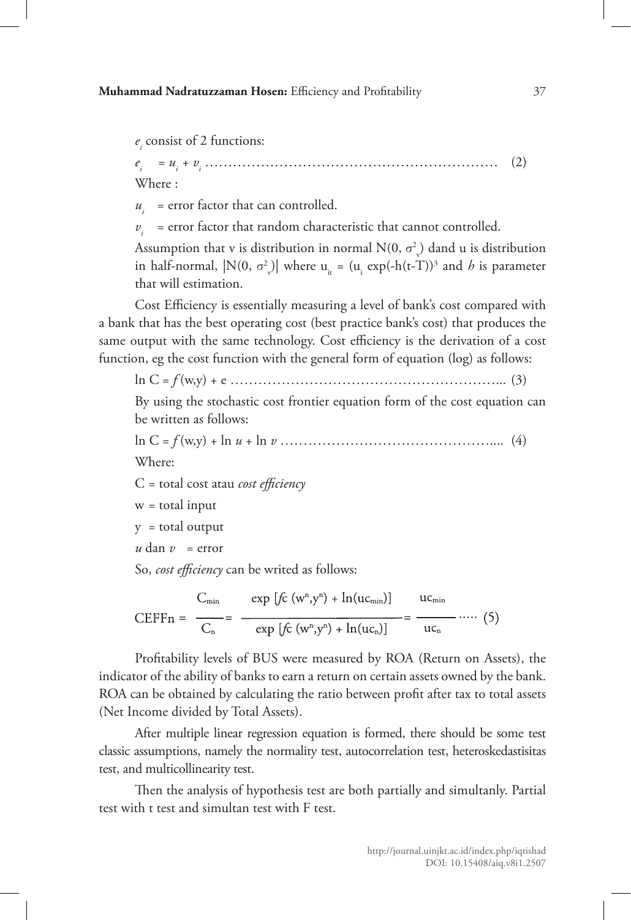$e_i$ consist of 2 functions:

$$e_i \quad = u_i + v_i \ldots\ldots\ldots\ldots\ldots\ldots\ldots\ldots\ldots\ldots\ldots\ldots\ldots\ldots\ldots\ldots\ldots\ldots \quad (2)$$

Where :

$u_i$ = error factor that can controlled.

$v_i$ = error factor that random characteristic that cannot controlled.

Assumption that v is distribution in normal $N(0, \sigma^2_v)$ dand u is distribution in half-normal, $|N(0, \sigma^2_v)|$ where $u_{it} = (u_i \exp(-h(t\text{-}T))^3$ and $h$ is parameter that will estimation.

Cost Efficiency is essentially measuring a level of bank's cost compared with a bank that has the best operating cost (best practice bank's cost) that produces the same output with the same technology. Cost efficiency is the derivation of a cost function, eg the cost function with the general form of equation (log) as follows:

$$\ln C = f(w,y) + e \ldots\ldots\ldots\ldots\ldots\ldots\ldots\ldots\ldots\ldots\ldots\ldots\ldots\ldots\ldots\ldots\ldots \quad (3)$$

By using the stochastic cost frontier equation form of the cost equation can be written as follows:

$$\ln C = f(w,y) + \ln u + \ln v \ldots\ldots\ldots\ldots\ldots\ldots\ldots\ldots\ldots\ldots\ldots\ldots\ldots \quad (4)$$

Where:

C = total cost atau *cost efficiency*

w = total input

y = total output

$u$ dan $v$ = error

So, *cost efficiency* can be writed as follows:

$$CEFFn = \frac{C_{min}}{C_n} = \frac{\exp\,[fc\,(w^n,y^n) + \ln(uc_{min})]}{\exp\,[fc\,(w^n,y^n) + \ln(uc_n)]} = \frac{uc_{min}}{uc_n} \cdots\cdots \quad (5)$$

Profitability levels of BUS were measured by ROA (Return on Assets), the indicator of the ability of banks to earn a return on certain assets owned by the bank. ROA can be obtained by calculating the ratio between profit after tax to total assets (Net Income divided by Total Assets).

After multiple linear regression equation is formed, there should be some test classic assumptions, namely the normality test, autocorrelation test, heteroskedastisitas test, and multicollinearity test.

Then the analysis of hypothesis test are both partially and simultanly. Partial test with t test and simultan test with F test.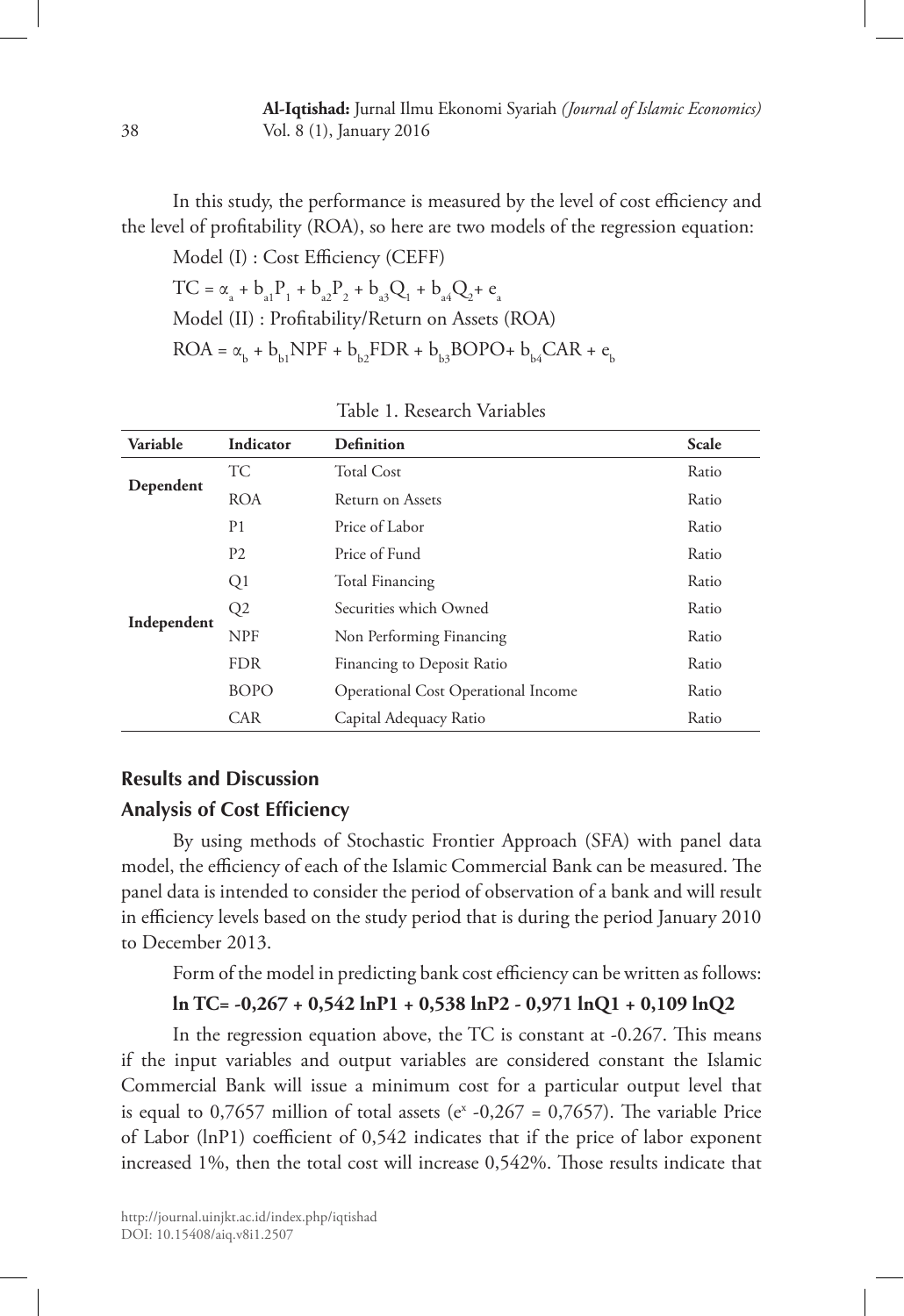In this study, the performance is measured by the level of cost efficiency and the level of profitability (ROA), so here are two models of the regression equation:

Model (I) : Cost Efficiency (CEFF)

$TC = \alpha_a + b_{a1}P_1 + b_{a2}P_2 + b_{a3}Q_1 + b_{a4}Q_2 + e_a$

Model (II) : Profitability/Return on Assets (ROA)

$ROA = \alpha_b + b_{b1}NPF + b_{b2}FDR + b_{b3}BOPO + b_{b4}CAR + e_b$

Table 1. Research Variables

| Variable | Indicator | Definition | Scale |
|---|---|---|---|
| Dependent | TC | Total Cost | Ratio |
| | ROA | Return on Assets | Ratio |
| Independent | P1 | Price of Labor | Ratio |
| | P2 | Price of Fund | Ratio |
| | Q1 | Total Financing | Ratio |
| | Q2 | Securities which Owned | Ratio |
| | NPF | Non Performing Financing | Ratio |
| | FDR | Financing to Deposit Ratio | Ratio |
| | BOPO | Operational Cost Operational Income | Ratio |
| | CAR | Capital Adequacy Ratio | Ratio |

## Results and Discussion

### Analysis of Cost Efficiency

By using methods of Stochastic Frontier Approach (SFA) with panel data model, the efficiency of each of the Islamic Commercial Bank can be measured. The panel data is intended to consider the period of observation of a bank and will result in efficiency levels based on the study period that is during the period January 2010 to December 2013.

Form of the model in predicting bank cost efficiency can be written as follows:

$$\ln TC = -0{,}267 + 0{,}542 \ln P1 + 0{,}538 \ln P2 - 0{,}971 \ln Q1 + 0{,}109 \ln Q2$$

In the regression equation above, the TC is constant at -0.267. This means if the input variables and output variables are considered constant the Islamic Commercial Bank will issue a minimum cost for a particular output level that is equal to 0,7657 million of total assets ($e^x$ -0,267 = 0,7657). The variable Price of Labor (lnP1) coefficient of 0,542 indicates that if the price of labor exponent increased 1%, then the total cost will increase 0,542%. Those results indicate that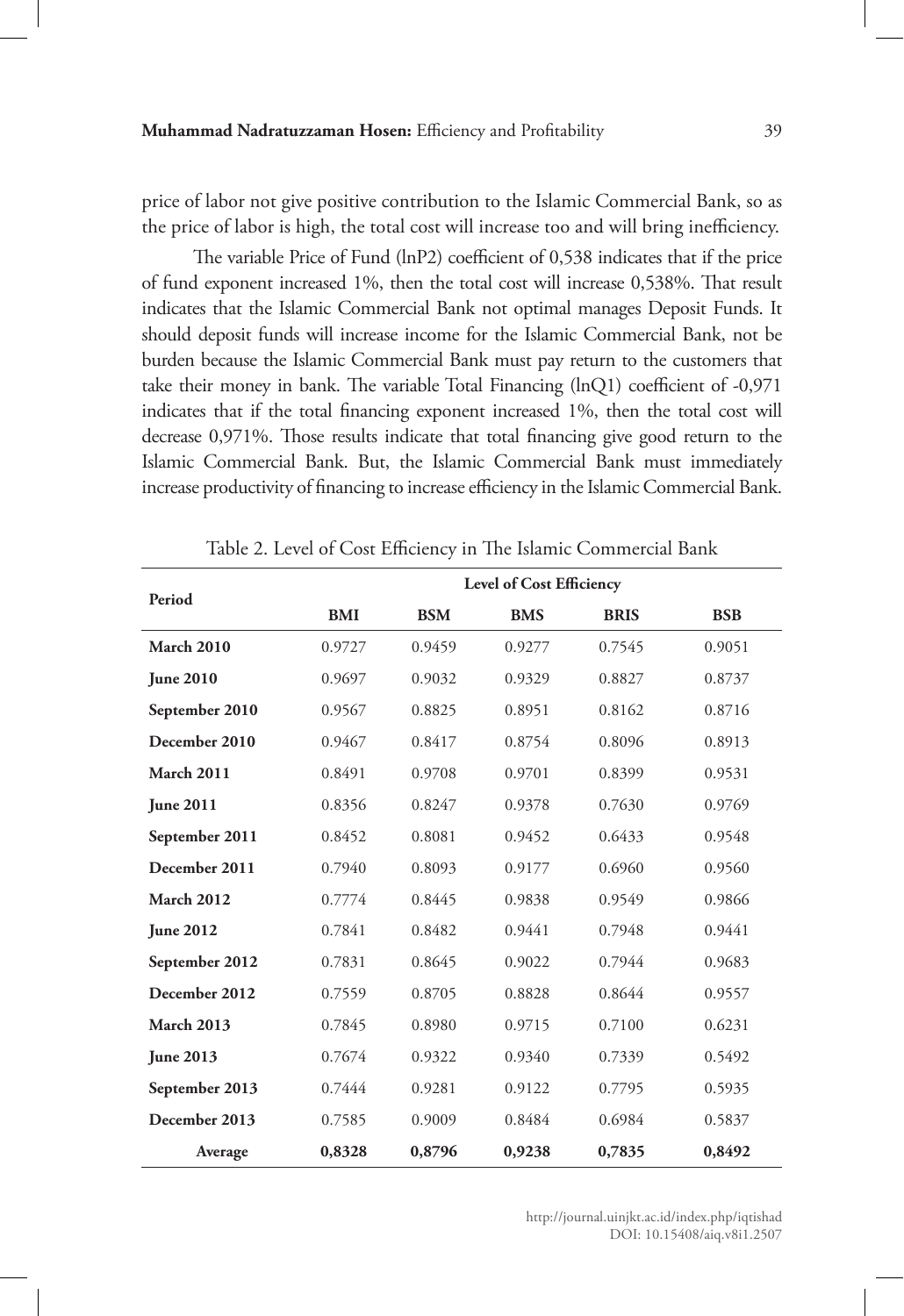price of labor not give positive contribution to the Islamic Commercial Bank, so as the price of labor is high, the total cost will increase too and will bring inefficiency.

The variable Price of Fund (lnP2) coefficient of 0,538 indicates that if the price of fund exponent increased 1%, then the total cost will increase 0,538%. That result indicates that the Islamic Commercial Bank not optimal manages Deposit Funds. It should deposit funds will increase income for the Islamic Commercial Bank, not be burden because the Islamic Commercial Bank must pay return to the customers that take their money in bank. The variable Total Financing (lnQ1) coefficient of -0,971 indicates that if the total financing exponent increased 1%, then the total cost will decrease 0,971%. Those results indicate that total financing give good return to the Islamic Commercial Bank. But, the Islamic Commercial Bank must immediately increase productivity of financing to increase efficiency in the Islamic Commercial Bank.

Table 2. Level of Cost Efficiency in The Islamic Commercial Bank

| Period | Level of Cost Efficiency | | | | |
|---|---|---|---|---|---|
| | **BMI** | **BSM** | **BMS** | **BRIS** | **BSB** |
| **March 2010** | 0.9727 | 0.9459 | 0.9277 | 0.7545 | 0.9051 |
| **June 2010** | 0.9697 | 0.9032 | 0.9329 | 0.8827 | 0.8737 |
| **September 2010** | 0.9567 | 0.8825 | 0.8951 | 0.8162 | 0.8716 |
| **December 2010** | 0.9467 | 0.8417 | 0.8754 | 0.8096 | 0.8913 |
| **March 2011** | 0.8491 | 0.9708 | 0.9701 | 0.8399 | 0.9531 |
| **June 2011** | 0.8356 | 0.8247 | 0.9378 | 0.7630 | 0.9769 |
| **September 2011** | 0.8452 | 0.8081 | 0.9452 | 0.6433 | 0.9548 |
| **December 2011** | 0.7940 | 0.8093 | 0.9177 | 0.6960 | 0.9560 |
| **March 2012** | 0.7774 | 0.8445 | 0.9838 | 0.9549 | 0.9866 |
| **June 2012** | 0.7841 | 0.8482 | 0.9441 | 0.7948 | 0.9441 |
| **September 2012** | 0.7831 | 0.8645 | 0.9022 | 0.7944 | 0.9683 |
| **December 2012** | 0.7559 | 0.8705 | 0.8828 | 0.8644 | 0.9557 |
| **March 2013** | 0.7845 | 0.8980 | 0.9715 | 0.7100 | 0.6231 |
| **June 2013** | 0.7674 | 0.9322 | 0.9340 | 0.7339 | 0.5492 |
| **September 2013** | 0.7444 | 0.9281 | 0.9122 | 0.7795 | 0.5935 |
| **December 2013** | 0.7585 | 0.9009 | 0.8484 | 0.6984 | 0.5837 |
| **Average** | **0,8328** | **0,8796** | **0,9238** | **0,7835** | **0,8492** |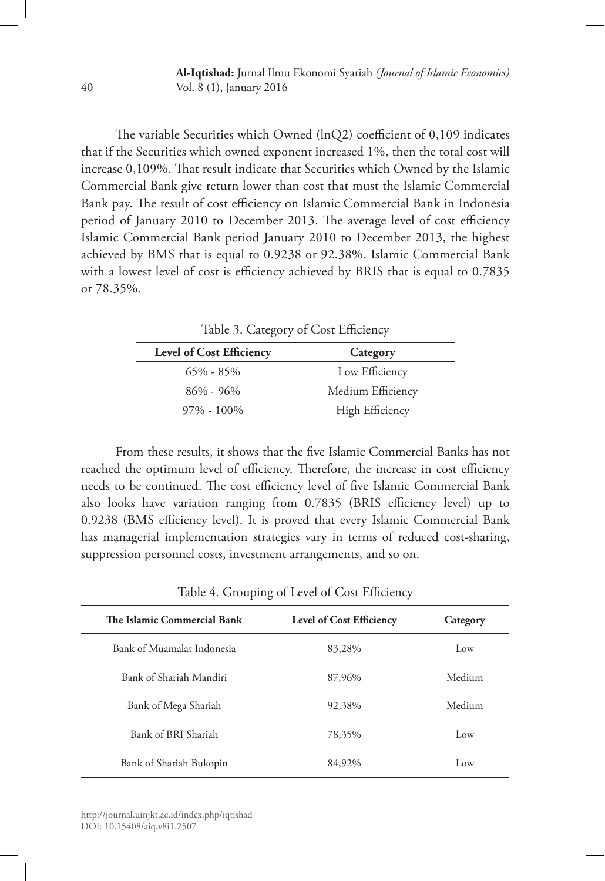The variable Securities which Owned ($\ln Q2$) coefficient of 0,109 indicates that if the Securities which owned exponent increased 1%, then the total cost will increase 0,109%. That result indicate that Securities which Owned by the Islamic Commercial Bank give return lower than cost that must the Islamic Commercial Bank pay. The result of cost efficiency on Islamic Commercial Bank in Indonesia period of January 2010 to December 2013. The average level of cost efficiency Islamic Commercial Bank period January 2010 to December 2013, the highest achieved by BMS that is equal to 0.9238 or 92.38%. Islamic Commercial Bank with a lowest level of cost is efficiency achieved by BRIS that is equal to 0.7835 or 78.35%.

Table 3. Category of Cost Efficiency

| Level of Cost Efficiency | Category |
|---|---|
| 65% - 85% | Low Efficiency |
| 86% - 96% | Medium Efficiency |
| 97% - 100% | High Efficiency |

From these results, it shows that the five Islamic Commercial Banks has not reached the optimum level of efficiency. Therefore, the increase in cost efficiency needs to be continued. The cost efficiency level of five Islamic Commercial Bank also looks have variation ranging from 0.7835 (BRIS efficiency level) up to 0.9238 (BMS efficiency level). It is proved that every Islamic Commercial Bank has managerial implementation strategies vary in terms of reduced cost-sharing, suppression personnel costs, investment arrangements, and so on.

Table 4. Grouping of Level of Cost Efficiency

| The Islamic Commercial Bank | Level of Cost Efficiency | Category |
|---|---|---|
| Bank of Muamalat Indonesia | 83,28% | Low |
| Bank of Shariah Mandiri | 87,96% | Medium |
| Bank of Mega Shariah | 92,38% | Medium |
| Bank of BRI Shariah | 78,35% | Low |
| Bank of Shariah Bukopin | 84,92% | Low |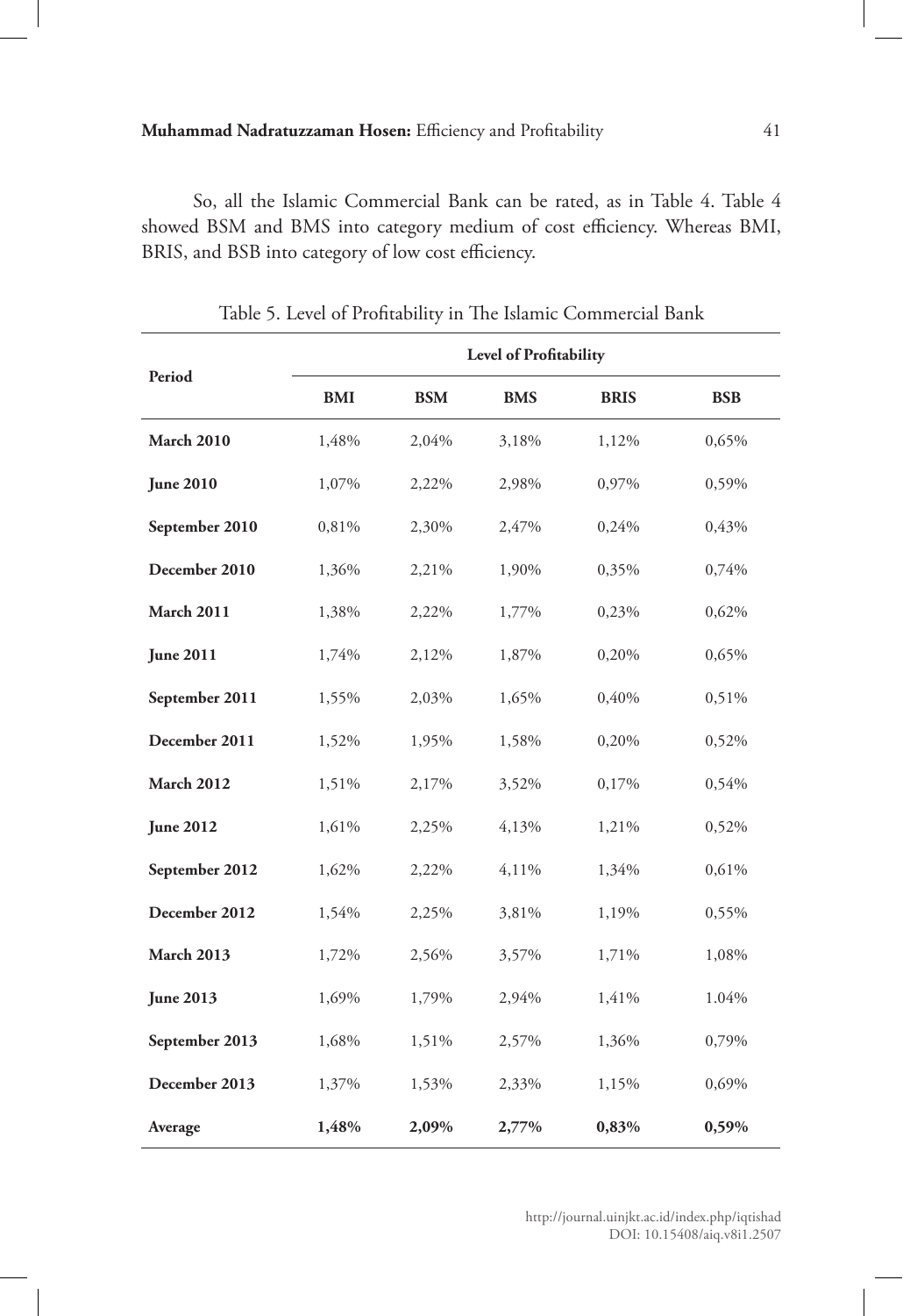So, all the Islamic Commercial Bank can be rated, as in Table 4. Table 4 showed BSM and BMS into category medium of cost efficiency. Whereas BMI, BRIS, and BSB into category of low cost efficiency.

Table 5. Level of Profitability in The Islamic Commercial Bank

| Period | Level of Profitability | | | | |
|---|---|---|---|---|---|
| | **BMI** | **BSM** | **BMS** | **BRIS** | **BSB** |
| **March 2010** | 1,48% | 2,04% | 3,18% | 1,12% | 0,65% |
| **June 2010** | 1,07% | 2,22% | 2,98% | 0,97% | 0,59% |
| **September 2010** | 0,81% | 2,30% | 2,47% | 0,24% | 0,43% |
| **December 2010** | 1,36% | 2,21% | 1,90% | 0,35% | 0,74% |
| **March 2011** | 1,38% | 2,22% | 1,77% | 0,23% | 0,62% |
| **June 2011** | 1,74% | 2,12% | 1,87% | 0,20% | 0,65% |
| **September 2011** | 1,55% | 2,03% | 1,65% | 0,40% | 0,51% |
| **December 2011** | 1,52% | 1,95% | 1,58% | 0,20% | 0,52% |
| **March 2012** | 1,51% | 2,17% | 3,52% | 0,17% | 0,54% |
| **June 2012** | 1,61% | 2,25% | 4,13% | 1,21% | 0,52% |
| **September 2012** | 1,62% | 2,22% | 4,11% | 1,34% | 0,61% |
| **December 2012** | 1,54% | 2,25% | 3,81% | 1,19% | 0,55% |
| **March 2013** | 1,72% | 2,56% | 3,57% | 1,71% | 1,08% |
| **June 2013** | 1,69% | 1,79% | 2,94% | 1,41% | 1.04% |
| **September 2013** | 1,68% | 1,51% | 2,57% | 1,36% | 0,79% |
| **December 2013** | 1,37% | 1,53% | 2,33% | 1,15% | 0,69% |
| **Average** | **1,48%** | **2,09%** | **2,77%** | **0,83%** | **0,59%** |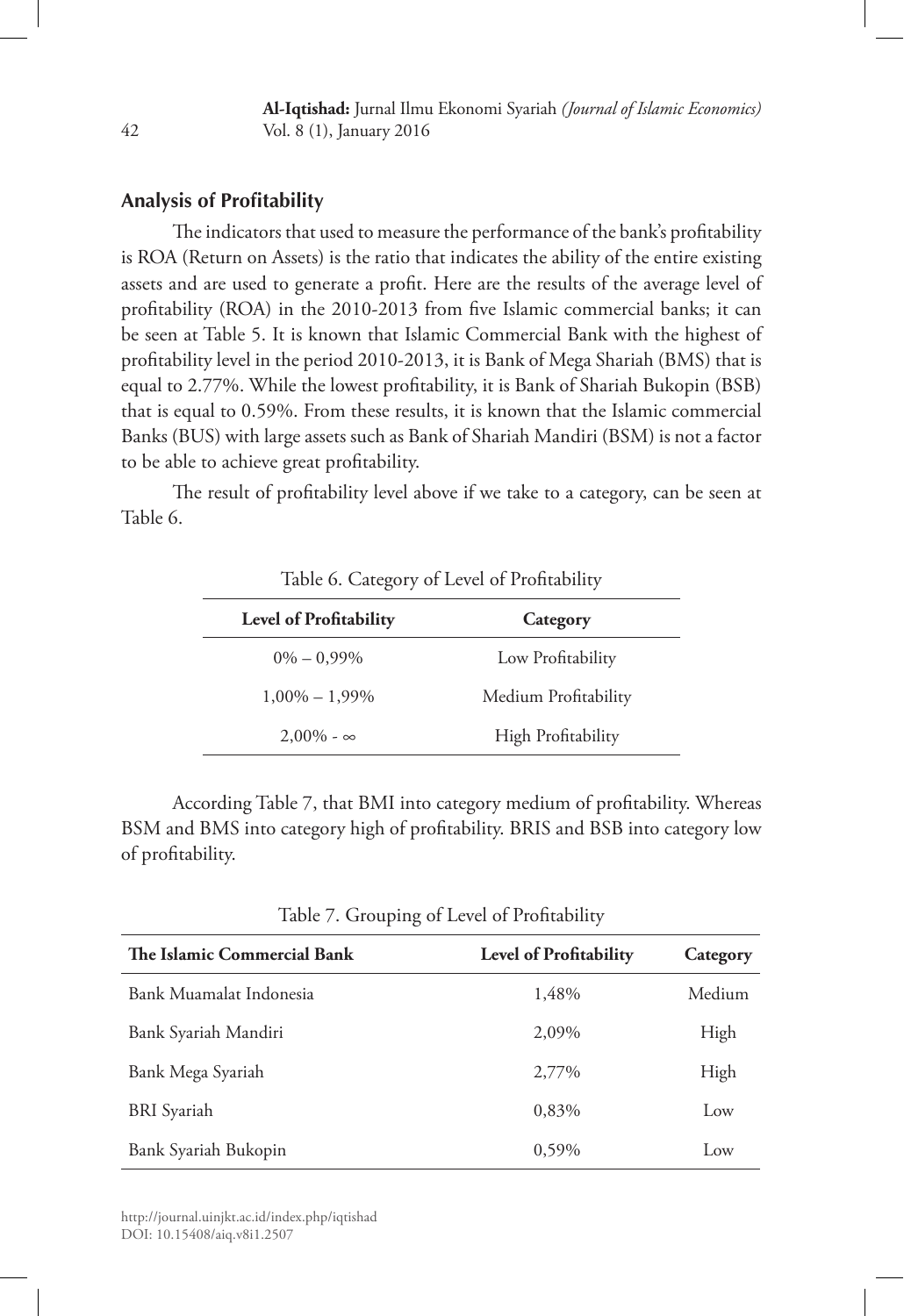## Analysis of Profitability

The indicators that used to measure the performance of the bank's profitability is ROA (Return on Assets) is the ratio that indicates the ability of the entire existing assets and are used to generate a profit. Here are the results of the average level of profitability (ROA) in the 2010-2013 from five Islamic commercial banks; it can be seen at Table 5. It is known that Islamic Commercial Bank with the highest of profitability level in the period 2010-2013, it is Bank of Mega Shariah (BMS) that is equal to 2.77%. While the lowest profitability, it is Bank of Shariah Bukopin (BSB) that is equal to 0.59%. From these results, it is known that the Islamic commercial Banks (BUS) with large assets such as Bank of Shariah Mandiri (BSM) is not a factor to be able to achieve great profitability.

The result of profitability level above if we take to a category, can be seen at Table 6.

Table 6. Category of Level of Profitability

| Level of Profitability | Category |
|---|---|
| 0% – 0,99% | Low Profitability |
| 1,00% – 1,99% | Medium Profitability |
| 2,00% - ∞ | High Profitability |

According Table 7, that BMI into category medium of profitability. Whereas BSM and BMS into category high of profitability. BRIS and BSB into category low of profitability.

Table 7. Grouping of Level of Profitability

| The Islamic Commercial Bank | Level of Profitability | Category |
|---|---|---|
| Bank Muamalat Indonesia | 1,48% | Medium |
| Bank Syariah Mandiri | 2,09% | High |
| Bank Mega Syariah | 2,77% | High |
| BRI Syariah | 0,83% | Low |
| Bank Syariah Bukopin | 0,59% | Low |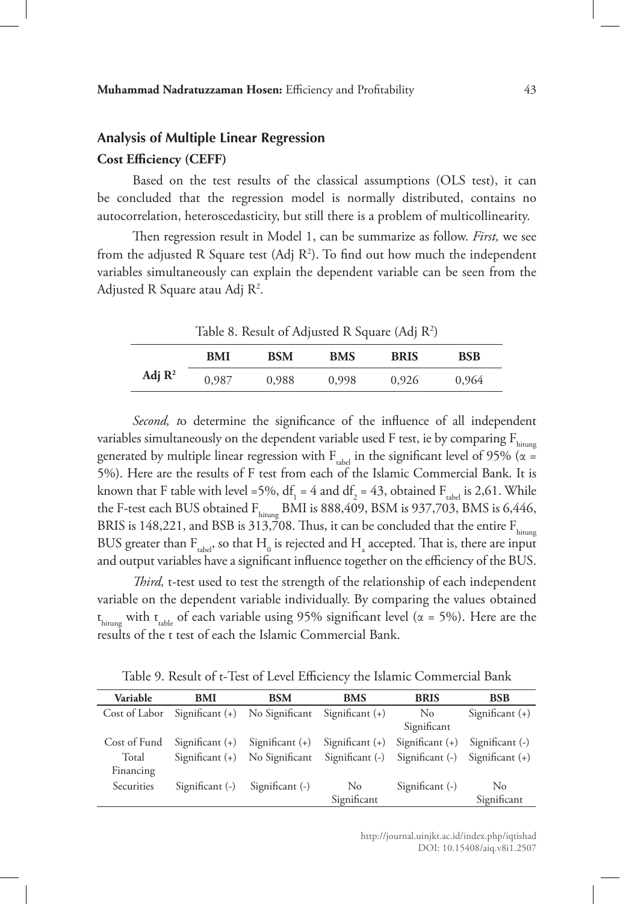## Analysis of Multiple Linear Regression

### Cost Efficiency (CEFF)

Based on the test results of the classical assumptions (OLS test), it can be concluded that the regression model is normally distributed, contains no autocorrelation, heteroscedasticity, but still there is a problem of multicollinearity.

Then regression result in Model 1, can be summarize as follow. *First,* we see from the adjusted R Square test (Adj $R^2$). To find out how much the independent variables simultaneously can explain the dependent variable can be seen from the Adjusted R Square atau Adj $R^2$.

Table 8. Result of Adjusted R Square (Adj $R^2$)

| | BMI | BSM | BMS | BRIS | BSB |
|---|---|---|---|---|---|
| **Adj $R^2$** | 0,987 | 0,988 | 0,998 | 0,926 | 0,964 |

*Second, t*o determine the significance of the influence of all independent variables simultaneously on the dependent variable used F test, ie by comparing $F_{hitung}$ generated by multiple linear regression with $F_{tabel}$ in the significant level of 95% ($\alpha$ = 5%). Here are the results of F test from each of the Islamic Commercial Bank. It is known that F table with level =5%, $df_1$ = 4 and $df_2$ = 43, obtained $F_{tabel}$ is 2,61. While the F-test each BUS obtained $F_{hitung}$ BMI is 888,409, BSM is 937,703, BMS is 6,446, BRIS is 148,221, and BSB is 313,708. Thus, it can be concluded that the entire $F_{hitung}$ BUS greater than $F_{tabel}$, so that $H_0$ is rejected and $H_a$ accepted. That is, there are input and output variables have a significant influence together on the efficiency of the BUS.

*Third,* t-test used to test the strength of the relationship of each independent variable on the dependent variable individually. By comparing the values obtained $t_{hitung}$ with $t_{table}$ of each variable using 95% significant level ($\alpha$ = 5%). Here are the results of the t test of each the Islamic Commercial Bank.

Table 9. Result of t-Test of Level Efficiency the Islamic Commercial Bank

| Variable | BMI | BSM | BMS | BRIS | BSB |
|---|---|---|---|---|---|
| Cost of Labor | Significant (+) | No Significant | Significant (+) | No Significant | Significant (+) |
| Cost of Fund | Significant (+) | Significant (+) | Significant (+) | Significant (+) | Significant (-) |
| Total Financing | Significant (+) | No Significant | Significant (-) | Significant (-) | Significant (+) |
| Securities | Significant (-) | Significant (-) | No Significant | Significant (-) | No Significant |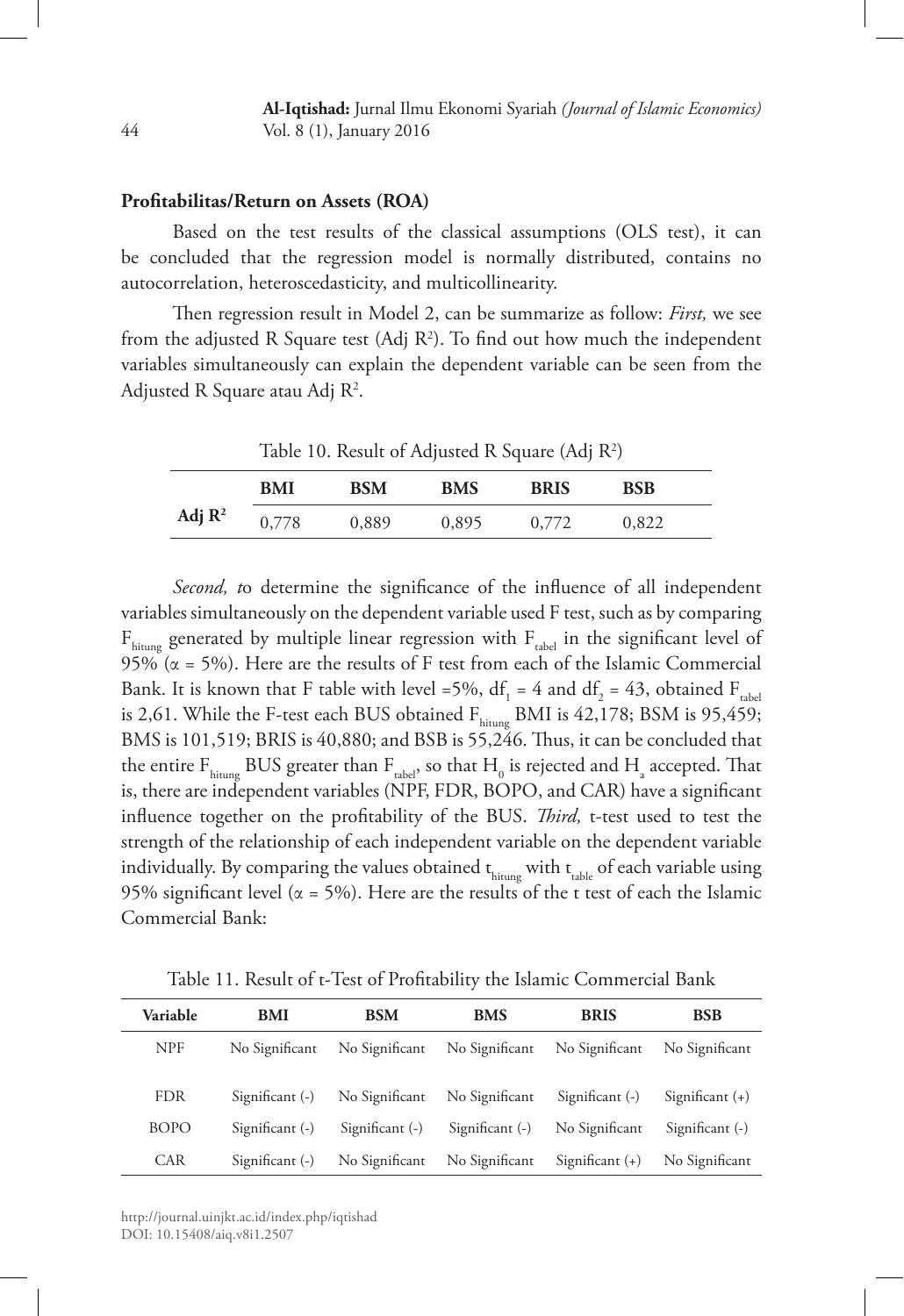**Profitabilitas/Return on Assets (ROA)**

Based on the test results of the classical assumptions (OLS test), it can be concluded that the regression model is normally distributed, contains no autocorrelation, heteroscedasticity, and multicollinearity.

Then regression result in Model 2, can be summarize as follow: *First,* we see from the adjusted R Square test (Adj $R^2$). To find out how much the independent variables simultaneously can explain the dependent variable can be seen from the Adjusted R Square atau Adj $R^2$.

Table 10. Result of Adjusted R Square (Adj $R^2$)

| | BMI | BSM | BMS | BRIS | BSB |
|---|---|---|---|---|---|
| **Adj $R^2$** | 0,778 | 0,889 | 0,895 | 0,772 | 0,822 |

*Second, t*o determine the significance of the influence of all independent variables simultaneously on the dependent variable used F test, such as by comparing $F_{hitung}$ generated by multiple linear regression with $F_{tabel}$ in the significant level of 95% ($\alpha$ = 5%). Here are the results of F test from each of the Islamic Commercial Bank. It is known that F table with level =5%, $df_1$ = 4 and $df_2$ = 43, obtained $F_{tabel}$ is 2,61. While the F-test each BUS obtained $F_{hitung}$ BMI is 42,178; BSM is 95,459; BMS is 101,519; BRIS is 40,880; and BSB is 55,246. Thus, it can be concluded that the entire $F_{hitung}$ BUS greater than $F_{tabel}$, so that $H_0$ is rejected and $H_a$ accepted. That is, there are independent variables (NPF, FDR, BOPO, and CAR) have a significant influence together on the profitability of the BUS. *Third,* t-test used to test the strength of the relationship of each independent variable on the dependent variable individually. By comparing the values obtained $t_{hitung}$ with $t_{table}$ of each variable using 95% significant level ($\alpha$ = 5%). Here are the results of the t test of each the Islamic Commercial Bank:

Table 11. Result of t-Test of Profitability the Islamic Commercial Bank

| Variable | BMI | BSM | BMS | BRIS | BSB |
|---|---|---|---|---|---|
| NPF | No Significant | No Significant | No Significant | No Significant | No Significant |
| FDR | Significant (-) | No Significant | No Significant | Significant (-) | Significant (+) |
| BOPO | Significant (-) | Significant (-) | Significant (-) | No Significant | Significant (-) |
| CAR | Significant (-) | No Significant | No Significant | Significant (+) | No Significant |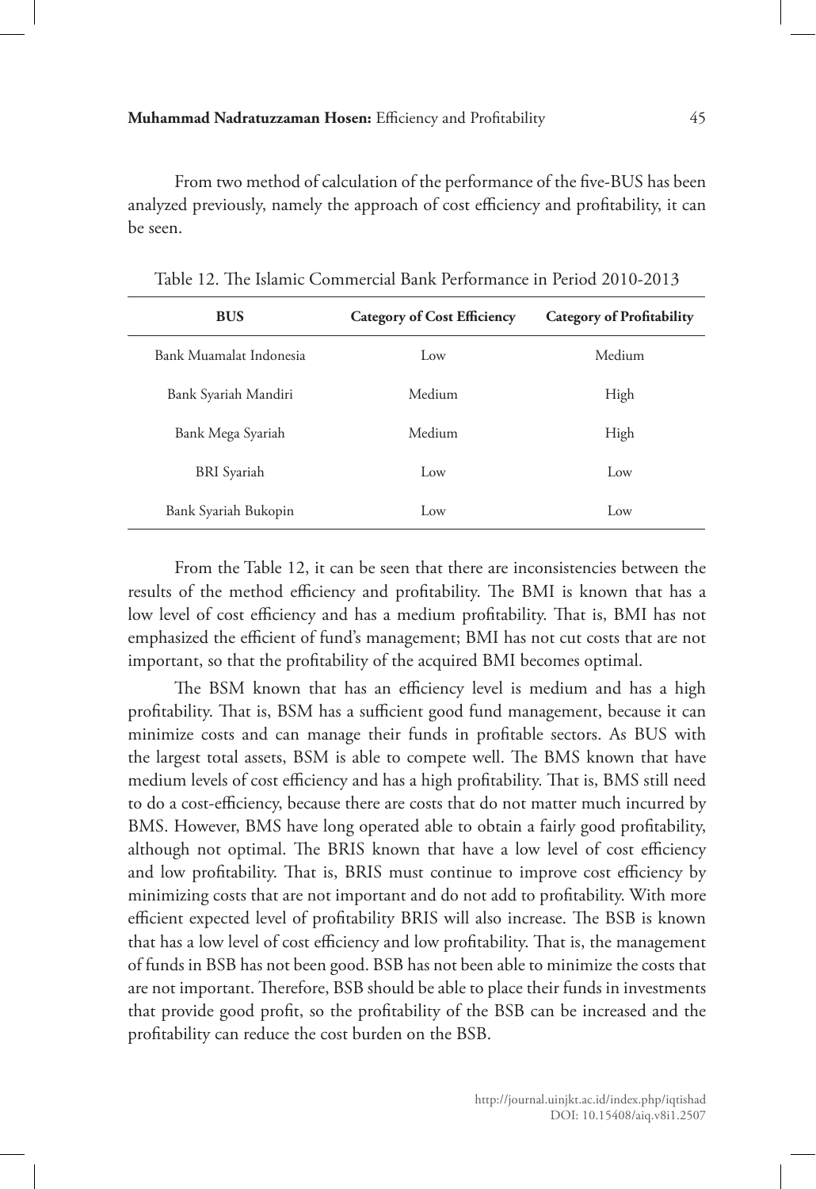From two method of calculation of the performance of the five-BUS has been analyzed previously, namely the approach of cost efficiency and profitability, it can be seen.

Table 12. The Islamic Commercial Bank Performance in Period 2010-2013

| BUS | Category of Cost Efficiency | Category of Profitability |
|---|---|---|
| Bank Muamalat Indonesia | Low | Medium |
| Bank Syariah Mandiri | Medium | High |
| Bank Mega Syariah | Medium | High |
| BRI Syariah | Low | Low |
| Bank Syariah Bukopin | Low | Low |

From the Table 12, it can be seen that there are inconsistencies between the results of the method efficiency and profitability. The BMI is known that has a low level of cost efficiency and has a medium profitability. That is, BMI has not emphasized the efficient of fund's management; BMI has not cut costs that are not important, so that the profitability of the acquired BMI becomes optimal.

The BSM known that has an efficiency level is medium and has a high profitability. That is, BSM has a sufficient good fund management, because it can minimize costs and can manage their funds in profitable sectors. As BUS with the largest total assets, BSM is able to compete well. The BMS known that have medium levels of cost efficiency and has a high profitability. That is, BMS still need to do a cost-efficiency, because there are costs that do not matter much incurred by BMS. However, BMS have long operated able to obtain a fairly good profitability, although not optimal. The BRIS known that have a low level of cost efficiency and low profitability. That is, BRIS must continue to improve cost efficiency by minimizing costs that are not important and do not add to profitability. With more efficient expected level of profitability BRIS will also increase. The BSB is known that has a low level of cost efficiency and low profitability. That is, the management of funds in BSB has not been good. BSB has not been able to minimize the costs that are not important. Therefore, BSB should be able to place their funds in investments that provide good profit, so the profitability of the BSB can be increased and the profitability can reduce the cost burden on the BSB.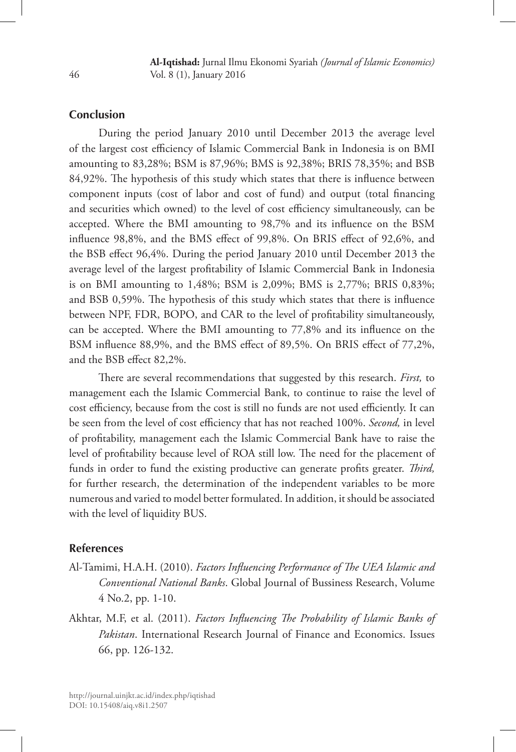## Conclusion

During the period January 2010 until December 2013 the average level of the largest cost efficiency of Islamic Commercial Bank in Indonesia is on BMI amounting to 83,28%; BSM is 87,96%; BMS is 92,38%; BRIS 78,35%; and BSB 84,92%. The hypothesis of this study which states that there is influence between component inputs (cost of labor and cost of fund) and output (total financing and securities which owned) to the level of cost efficiency simultaneously, can be accepted. Where the BMI amounting to 98,7% and its influence on the BSM influence 98,8%, and the BMS effect of 99,8%. On BRIS effect of 92,6%, and the BSB effect 96,4%. During the period January 2010 until December 2013 the average level of the largest profitability of Islamic Commercial Bank in Indonesia is on BMI amounting to 1,48%; BSM is 2,09%; BMS is 2,77%; BRIS 0,83%; and BSB 0,59%. The hypothesis of this study which states that there is influence between NPF, FDR, BOPO, and CAR to the level of profitability simultaneously, can be accepted. Where the BMI amounting to 77,8% and its influence on the BSM influence 88,9%, and the BMS effect of 89,5%. On BRIS effect of 77,2%, and the BSB effect 82,2%.

There are several recommendations that suggested by this research. *First,* to management each the Islamic Commercial Bank, to continue to raise the level of cost efficiency, because from the cost is still no funds are not used efficiently. It can be seen from the level of cost efficiency that has not reached 100%. *Second,* in level of profitability, management each the Islamic Commercial Bank have to raise the level of profitability because level of ROA still low. The need for the placement of funds in order to fund the existing productive can generate profits greater. *Third,* for further research, the determination of the independent variables to be more numerous and varied to model better formulated. In addition, it should be associated with the level of liquidity BUS.

## References

Al-Tamimi, H.A.H. (2010). *Factors Influencing Performance of The UEA Islamic and Conventional National Banks*. Global Journal of Bussiness Research, Volume 4 No.2, pp. 1-10.

Akhtar, M.F, et al. (2011). *Factors Influencing The Probability of Islamic Banks of Pakistan*. International Research Journal of Finance and Economics. Issues 66, pp. 126-132.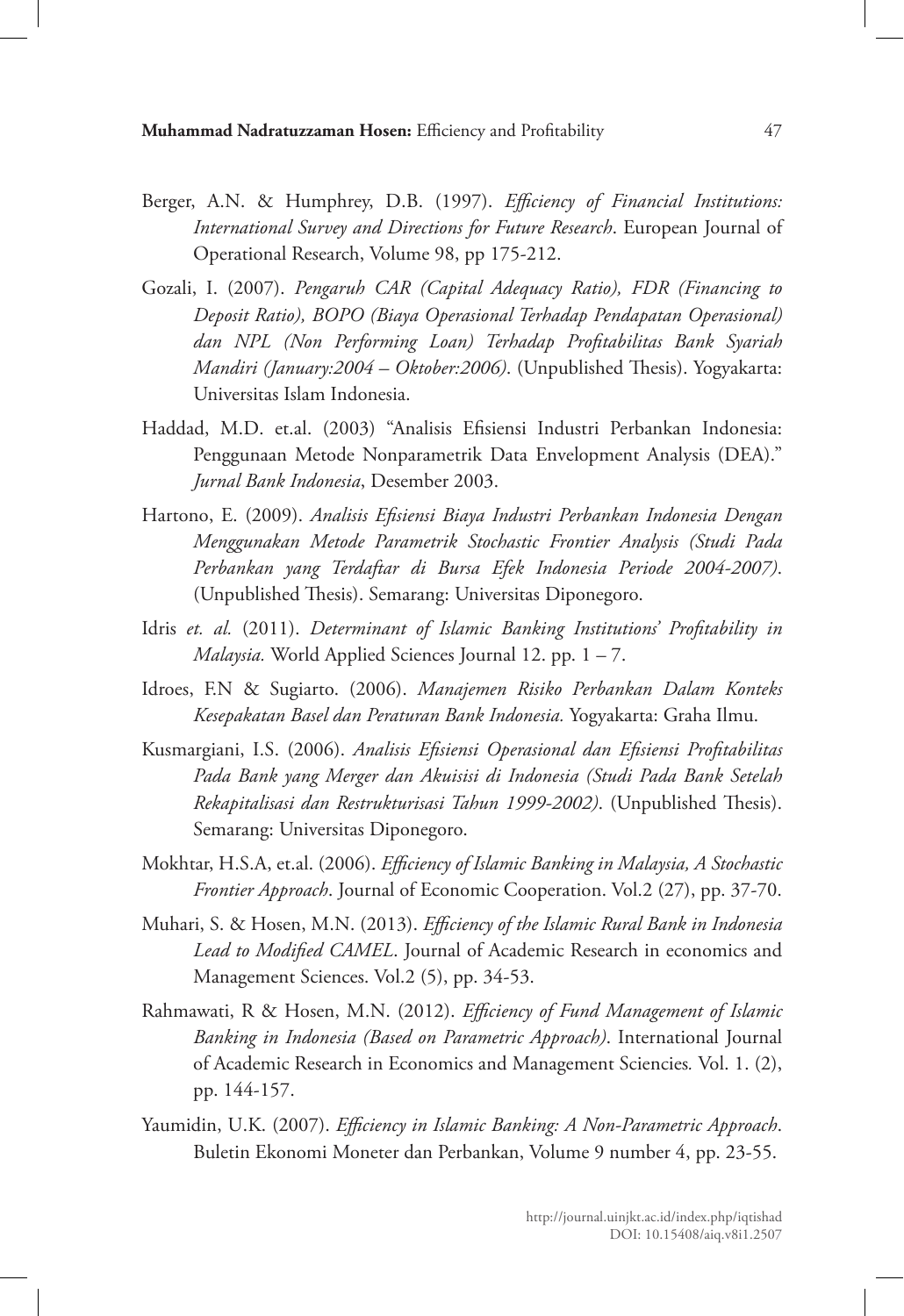Berger, A.N. & Humphrey, D.B. (1997). *Efficiency of Financial Institutions: International Survey and Directions for Future Research*. European Journal of Operational Research, Volume 98, pp 175-212.

Gozali, I. (2007). *Pengaruh CAR (Capital Adequacy Ratio), FDR (Financing to Deposit Ratio), BOPO (Biaya Operasional Terhadap Pendapatan Operasional) dan NPL (Non Performing Loan) Terhadap Profitabilitas Bank Syariah Mandiri (January:2004 – Oktober:2006)*. (Unpublished Thesis). Yogyakarta: Universitas Islam Indonesia.

Haddad, M.D. et.al. (2003) "Analisis Efisiensi Industri Perbankan Indonesia: Penggunaan Metode Nonparametrik Data Envelopment Analysis (DEA)." *Jurnal Bank Indonesia*, Desember 2003.

Hartono, E. (2009). *Analisis Efisiensi Biaya Industri Perbankan Indonesia Dengan Menggunakan Metode Parametrik Stochastic Frontier Analysis (Studi Pada Perbankan yang Terdaftar di Bursa Efek Indonesia Periode 2004-2007)*. (Unpublished Thesis). Semarang: Universitas Diponegoro.

Idris *et. al.* (2011). *Determinant of Islamic Banking Institutions' Profitability in Malaysia.* World Applied Sciences Journal 12. pp. 1 – 7.

Idroes, F.N & Sugiarto. (2006). *Manajemen Risiko Perbankan Dalam Konteks Kesepakatan Basel dan Peraturan Bank Indonesia.* Yogyakarta: Graha Ilmu.

Kusmargiani, I.S. (2006). *Analisis Efisiensi Operasional dan Efisiensi Profitabilitas Pada Bank yang Merger dan Akuisisi di Indonesia (Studi Pada Bank Setelah Rekapitalisasi dan Restrukturisasi Tahun 1999-2002)*. (Unpublished Thesis). Semarang: Universitas Diponegoro.

Mokhtar, H.S.A, et.al. (2006). *Efficiency of Islamic Banking in Malaysia, A Stochastic Frontier Approach*. Journal of Economic Cooperation. Vol.2 (27), pp. 37-70.

Muhari, S. & Hosen, M.N. (2013). *Efficiency of the Islamic Rural Bank in Indonesia Lead to Modified CAMEL*. Journal of Academic Research in economics and Management Sciences. Vol.2 (5), pp. 34-53.

Rahmawati, R & Hosen, M.N. (2012). *Efficiency of Fund Management of Islamic Banking in Indonesia (Based on Parametric Approach)*. International Journal of Academic Research in Economics and Management Sciencies. Vol. 1. (2), pp. 144-157.

Yaumidin, U.K. (2007). *Efficiency in Islamic Banking: A Non-Parametric Approach*. Buletin Ekonomi Moneter dan Perbankan, Volume 9 number 4, pp. 23-55.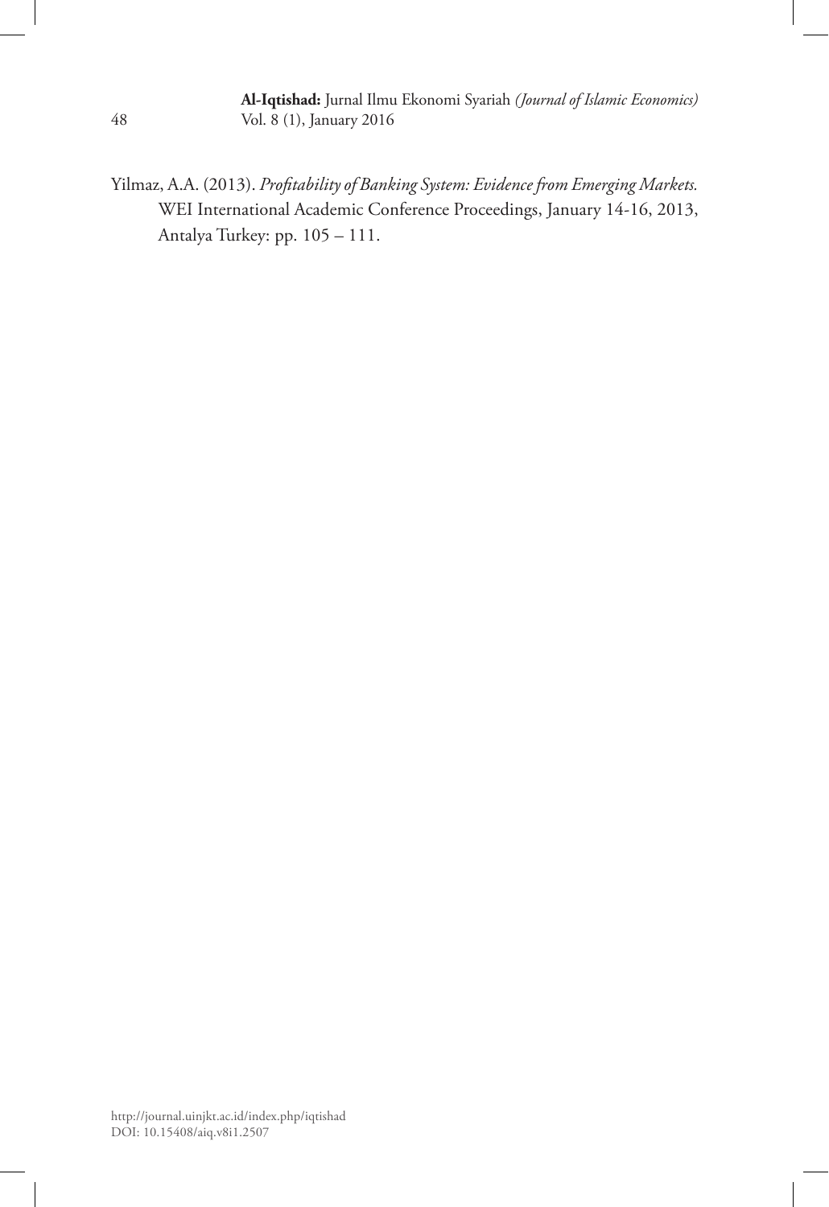Yilmaz, A.A. (2013). *Profitability of Banking System: Evidence from Emerging Markets.* WEI International Academic Conference Proceedings, January 14-16, 2013, Antalya Turkey: pp. 105 – 111.